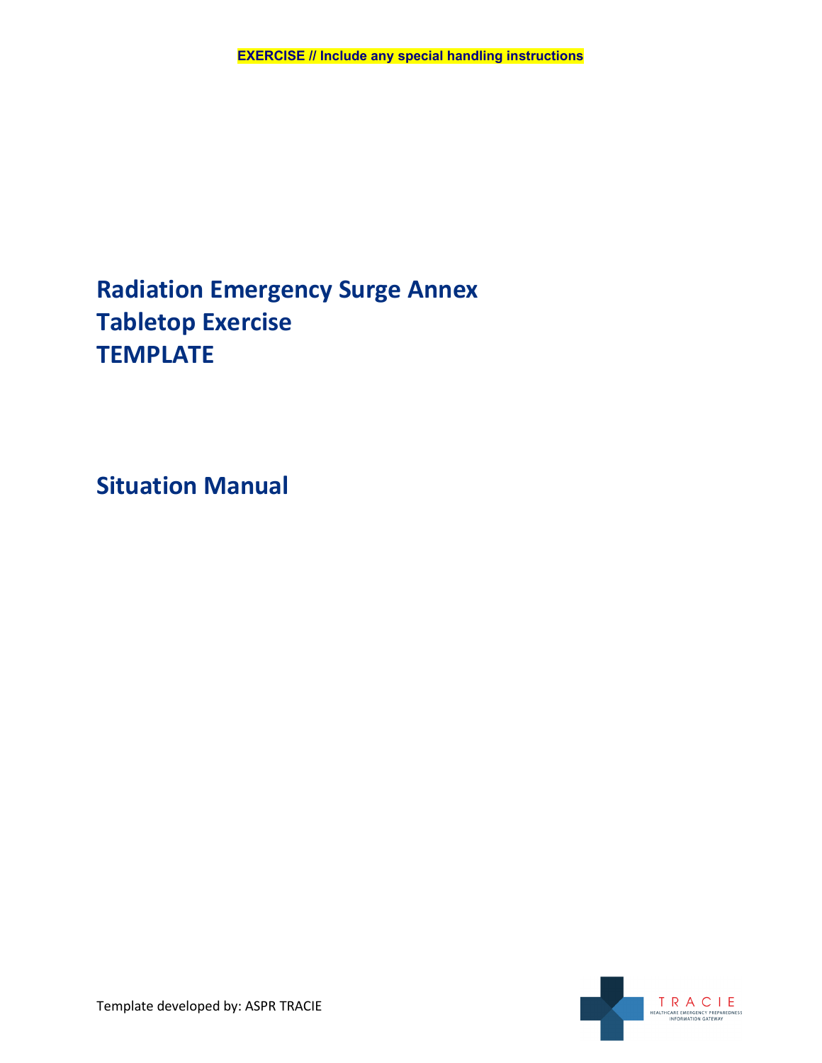EXERCISE // Include any special handling instructions

# Radiation Emergency Surge Annex Tabletop Exercise TEMPLATE

## Situation Manual

Template developed by: ASPR TRACIE

TRACIE
HEALTHCARE EMERGENCY PREPAREDNESS INFORMATION GATEWAY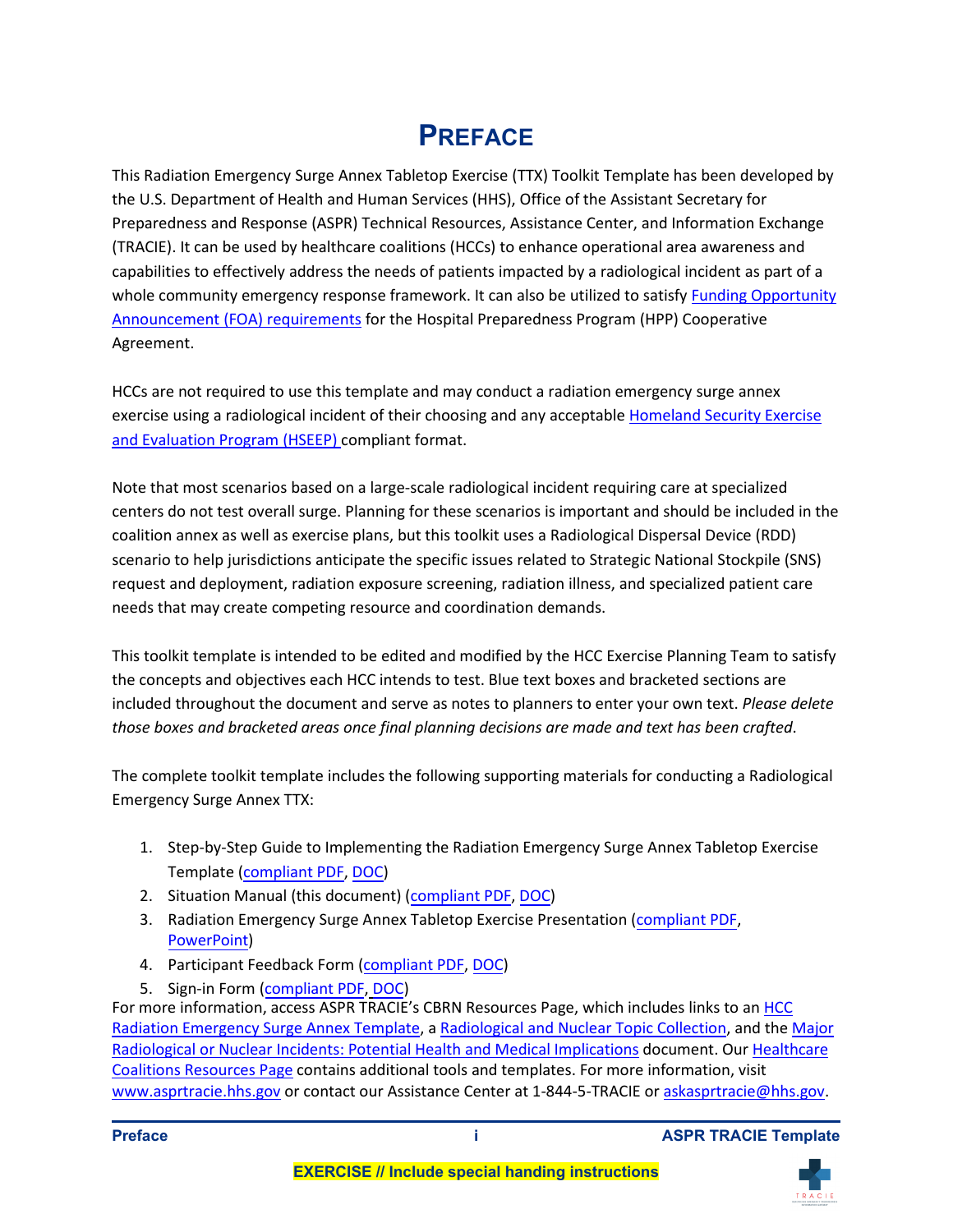# PREFACE

This Radiation Emergency Surge Annex Tabletop Exercise (TTX) Toolkit Template has been developed by the U.S. Department of Health and Human Services (HHS), Office of the Assistant Secretary for Preparedness and Response (ASPR) Technical Resources, Assistance Center, and Information Exchange (TRACIE). It can be used by healthcare coalitions (HCCs) to enhance operational area awareness and capabilities to effectively address the needs of patients impacted by a radiological incident as part of a whole community emergency response framework. It can also be utilized to satisfy [Funding Opportunity Announcement (FOA) requirements] for the Hospital Preparedness Program (HPP) Cooperative Agreement.

HCCs are not required to use this template and may conduct a radiation emergency surge annex exercise using a radiological incident of their choosing and any acceptable [Homeland Security Exercise and Evaluation Program (HSEEP)] compliant format.

Note that most scenarios based on a large-scale radiological incident requiring care at specialized centers do not test overall surge. Planning for these scenarios is important and should be included in the coalition annex as well as exercise plans, but this toolkit uses a Radiological Dispersal Device (RDD) scenario to help jurisdictions anticipate the specific issues related to Strategic National Stockpile (SNS) request and deployment, radiation exposure screening, radiation illness, and specialized patient care needs that may create competing resource and coordination demands.

This toolkit template is intended to be edited and modified by the HCC Exercise Planning Team to satisfy the concepts and objectives each HCC intends to test. Blue text boxes and bracketed sections are included throughout the document and serve as notes to planners to enter your own text. *Please delete those boxes and bracketed areas once final planning decisions are made and text has been crafted*.

The complete toolkit template includes the following supporting materials for conducting a Radiological Emergency Surge Annex TTX:

1. Step-by-Step Guide to Implementing the Radiation Emergency Surge Annex Tabletop Exercise Template (compliant PDF, DOC)
2. Situation Manual (this document) (compliant PDF, DOC)
3. Radiation Emergency Surge Annex Tabletop Exercise Presentation (compliant PDF, PowerPoint)
4. Participant Feedback Form (compliant PDF, DOC)
5. Sign-in Form (compliant PDF, DOC)

For more information, access ASPR TRACIE's CBRN Resources Page, which includes links to an HCC Radiation Emergency Surge Annex Template, a Radiological and Nuclear Topic Collection, and the Major Radiological or Nuclear Incidents: Potential Health and Medical Implications document. Our Healthcare Coalitions Resources Page contains additional tools and templates. For more information, visit www.asprtracie.hhs.gov or contact our Assistance Center at 1-844-5-TRACIE or askasprtracie@hhs.gov.

EXERCISE // Include special handing instructions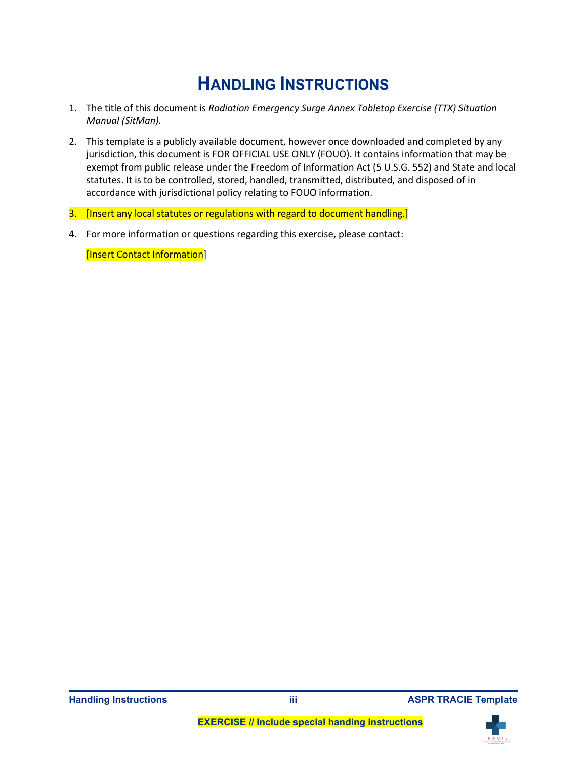# HANDLING INSTRUCTIONS

1. The title of this document is *Radiation Emergency Surge Annex Tabletop Exercise (TTX) Situation Manual (SitMan).*
2. This template is a publicly available document, however once downloaded and completed by any jurisdiction, this document is FOR OFFICIAL USE ONLY (FOUO). It contains information that may be exempt from public release under the Freedom of Information Act (5 U.S.G. 552) and State and local statutes. It is to be controlled, stored, handled, transmitted, distributed, and disposed of in accordance with jurisdictional policy relating to FOUO information.
3. [Insert any local statutes or regulations with regard to document handling.]
4. For more information or questions regarding this exercise, please contact:

   [Insert Contact Information]

**EXERCISE // Include special handing instructions**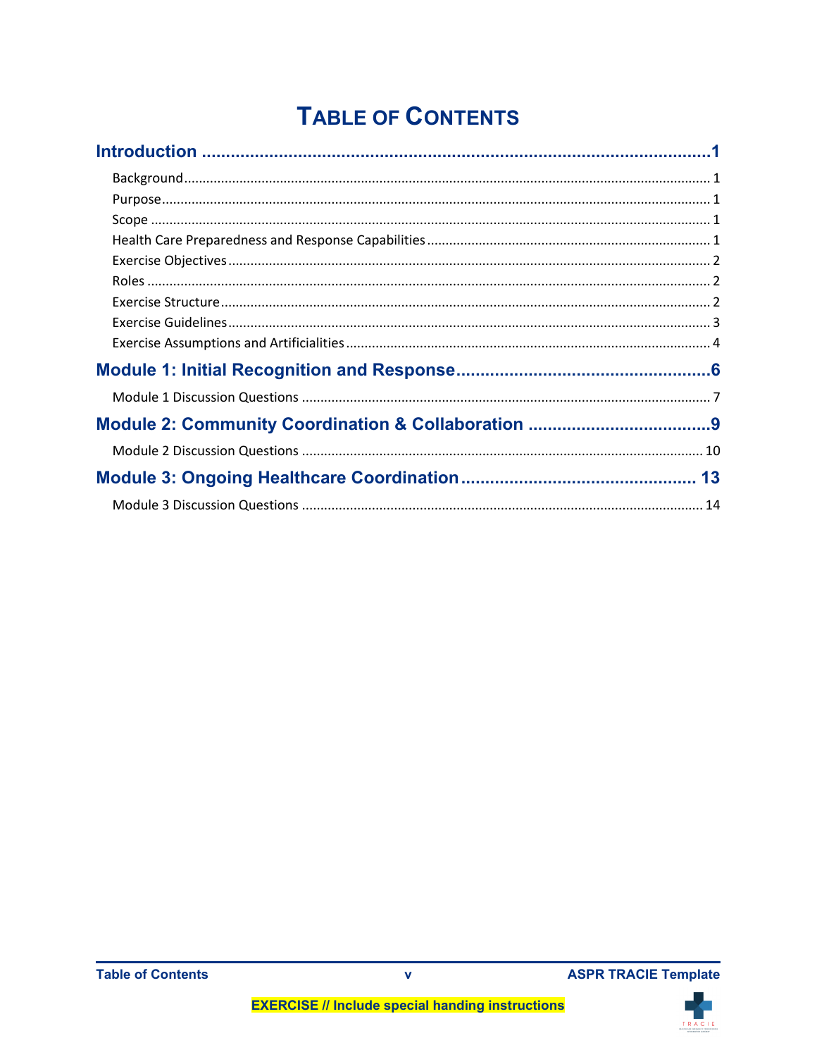# TABLE OF CONTENTS

**Introduction** .......... 1

- Background .......... 1
- Purpose .......... 1
- Scope .......... 1
- Health Care Preparedness and Response Capabilities .......... 1
- Exercise Objectives .......... 2
- Roles .......... 2
- Exercise Structure .......... 2
- Exercise Guidelines .......... 3
- Exercise Assumptions and Artificialities .......... 4

**Module 1: Initial Recognition and Response** .......... 6

- Module 1 Discussion Questions .......... 7

**Module 2: Community Coordination & Collaboration** .......... 9

- Module 2 Discussion Questions .......... 10

**Module 3: Ongoing Healthcare Coordination** .......... 13

- Module 3 Discussion Questions .......... 14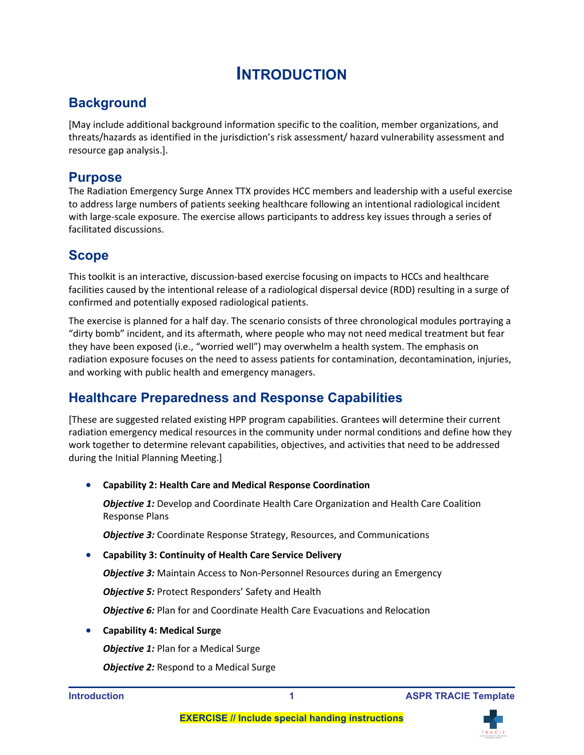# Introduction

## Background

[May include additional background information specific to the coalition, member organizations, and threats/hazards as identified in the jurisdiction's risk assessment/ hazard vulnerability assessment and resource gap analysis.].

## Purpose

The Radiation Emergency Surge Annex TTX provides HCC members and leadership with a useful exercise to address large numbers of patients seeking healthcare following an intentional radiological incident with large-scale exposure. The exercise allows participants to address key issues through a series of facilitated discussions.

## Scope

This toolkit is an interactive, discussion-based exercise focusing on impacts to HCCs and healthcare facilities caused by the intentional release of a radiological dispersal device (RDD) resulting in a surge of confirmed and potentially exposed radiological patients.

The exercise is planned for a half day. The scenario consists of three chronological modules portraying a "dirty bomb" incident, and its aftermath, where people who may not need medical treatment but fear they have been exposed (i.e., "worried well") may overwhelm a health system. The emphasis on radiation exposure focuses on the need to assess patients for contamination, decontamination, injuries, and working with public health and emergency managers.

## Healthcare Preparedness and Response Capabilities

[These are suggested related existing HPP program capabilities. Grantees will determine their current radiation emergency medical resources in the community under normal conditions and define how they work together to determine relevant capabilities, objectives, and activities that need to be addressed during the Initial Planning Meeting.]

- **Capability 2: Health Care and Medical Response Coordination**

  ***Objective 1:*** Develop and Coordinate Health Care Organization and Health Care Coalition Response Plans

  ***Objective 3:*** Coordinate Response Strategy, Resources, and Communications

- **Capability 3: Continuity of Health Care Service Delivery**

  ***Objective 3:*** Maintain Access to Non-Personnel Resources during an Emergency

  ***Objective 5:*** Protect Responders' Safety and Health

  ***Objective 6:*** Plan for and Coordinate Health Care Evacuations and Relocation

- **Capability 4: Medical Surge**

  ***Objective 1:*** Plan for a Medical Surge

  ***Objective 2:*** Respond to a Medical Surge

**EXERCISE // Include special handing instructions**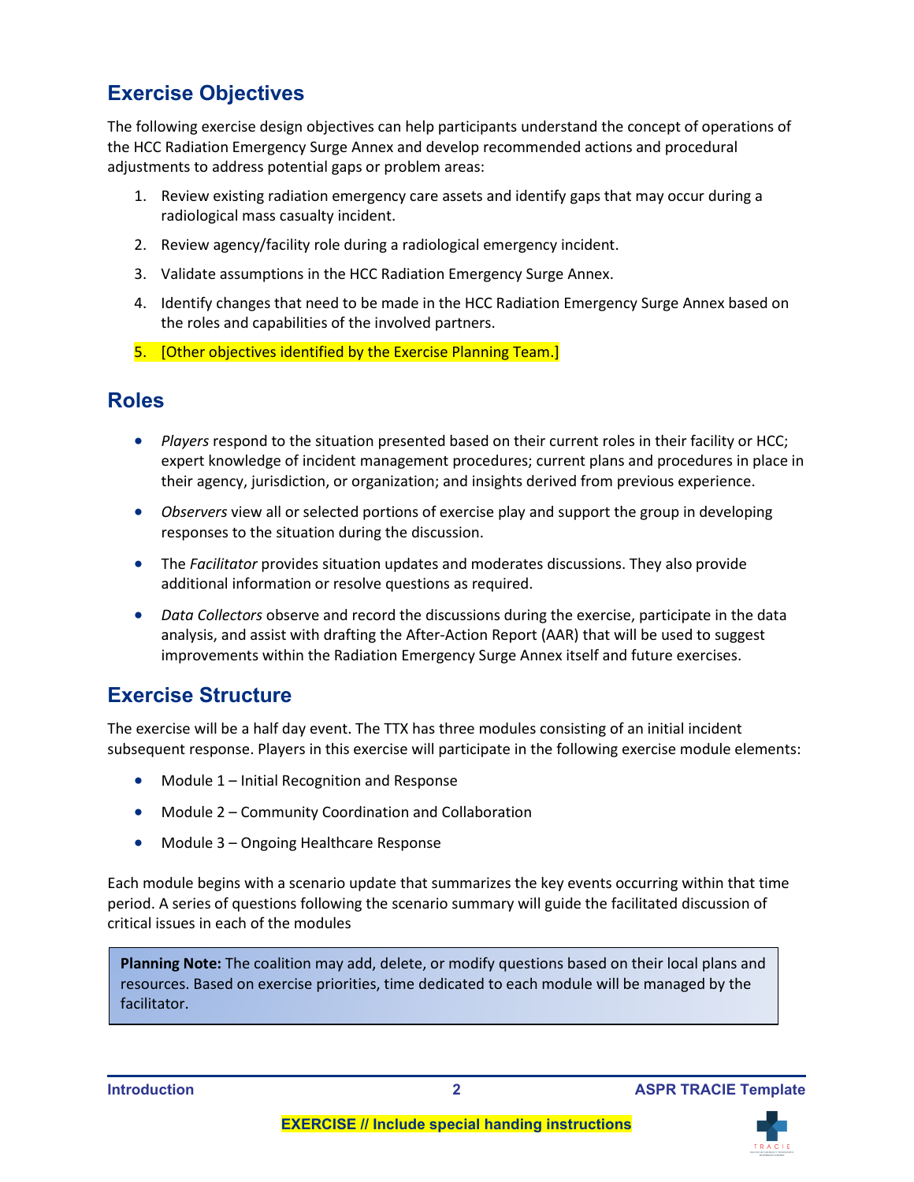## Exercise Objectives

The following exercise design objectives can help participants understand the concept of operations of the HCC Radiation Emergency Surge Annex and develop recommended actions and procedural adjustments to address potential gaps or problem areas:

1. Review existing radiation emergency care assets and identify gaps that may occur during a radiological mass casualty incident.
2. Review agency/facility role during a radiological emergency incident.
3. Validate assumptions in the HCC Radiation Emergency Surge Annex.
4. Identify changes that need to be made in the HCC Radiation Emergency Surge Annex based on the roles and capabilities of the involved partners.
5. [Other objectives identified by the Exercise Planning Team.]

## Roles

- *Players* respond to the situation presented based on their current roles in their facility or HCC; expert knowledge of incident management procedures; current plans and procedures in place in their agency, jurisdiction, or organization; and insights derived from previous experience.
- *Observers* view all or selected portions of exercise play and support the group in developing responses to the situation during the discussion.
- The *Facilitator* provides situation updates and moderates discussions. They also provide additional information or resolve questions as required.
- *Data Collectors* observe and record the discussions during the exercise, participate in the data analysis, and assist with drafting the After-Action Report (AAR) that will be used to suggest improvements within the Radiation Emergency Surge Annex itself and future exercises.

## Exercise Structure

The exercise will be a half day event. The TTX has three modules consisting of an initial incident subsequent response. Players in this exercise will participate in the following exercise module elements:

- Module 1 – Initial Recognition and Response
- Module 2 – Community Coordination and Collaboration
- Module 3 – Ongoing Healthcare Response

Each module begins with a scenario update that summarizes the key events occurring within that time period. A series of questions following the scenario summary will guide the facilitated discussion of critical issues in each of the modules

> **Planning Note:** The coalition may add, delete, or modify questions based on their local plans and resources. Based on exercise priorities, time dedicated to each module will be managed by the facilitator.

**EXERCISE // Include special handing instructions**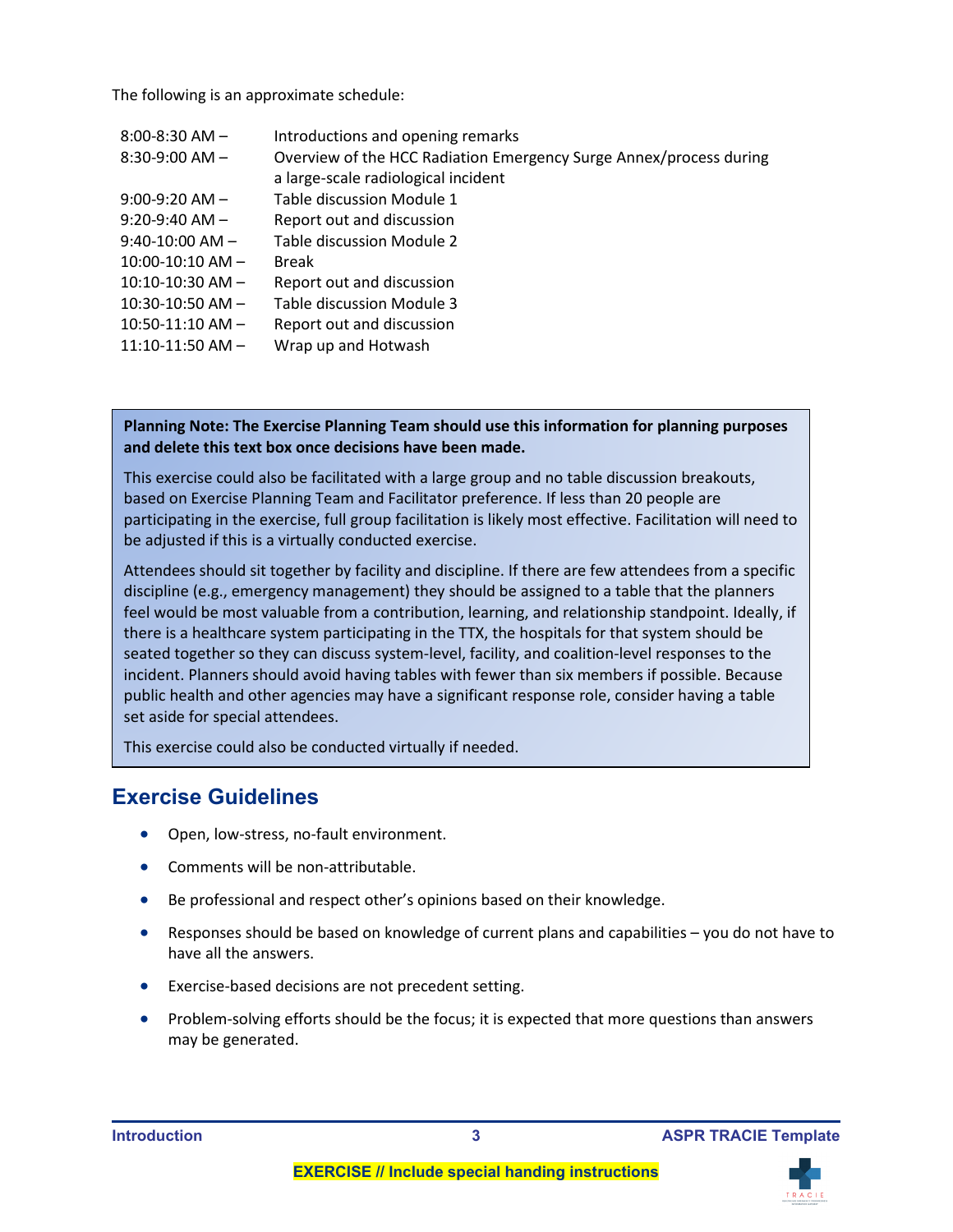The following is an approximate schedule:

| | |
|---|---|
| 8:00-8:30 AM – | Introductions and opening remarks |
| 8:30-9:00 AM – | Overview of the HCC Radiation Emergency Surge Annex/process during a large-scale radiological incident |
| 9:00-9:20 AM – | Table discussion Module 1 |
| 9:20-9:40 AM – | Report out and discussion |
| 9:40-10:00 AM – | Table discussion Module 2 |
| 10:00-10:10 AM – | Break |
| 10:10-10:30 AM – | Report out and discussion |
| 10:30-10:50 AM – | Table discussion Module 3 |
| 10:50-11:10 AM – | Report out and discussion |
| 11:10-11:50 AM – | Wrap up and Hotwash |

**Planning Note: The Exercise Planning Team should use this information for planning purposes and delete this text box once decisions have been made.**

This exercise could also be facilitated with a large group and no table discussion breakouts, based on Exercise Planning Team and Facilitator preference. If less than 20 people are participating in the exercise, full group facilitation is likely most effective. Facilitation will need to be adjusted if this is a virtually conducted exercise.

Attendees should sit together by facility and discipline. If there are few attendees from a specific discipline (e.g., emergency management) they should be assigned to a table that the planners feel would be most valuable from a contribution, learning, and relationship standpoint. Ideally, if there is a healthcare system participating in the TTX, the hospitals for that system should be seated together so they can discuss system-level, facility, and coalition-level responses to the incident. Planners should avoid having tables with fewer than six members if possible. Because public health and other agencies may have a significant response role, consider having a table set aside for special attendees.

This exercise could also be conducted virtually if needed.

## Exercise Guidelines

- Open, low-stress, no-fault environment.
- Comments will be non-attributable.
- Be professional and respect other's opinions based on their knowledge.
- Responses should be based on knowledge of current plans and capabilities – you do not have to have all the answers.
- Exercise-based decisions are not precedent setting.
- Problem-solving efforts should be the focus; it is expected that more questions than answers may be generated.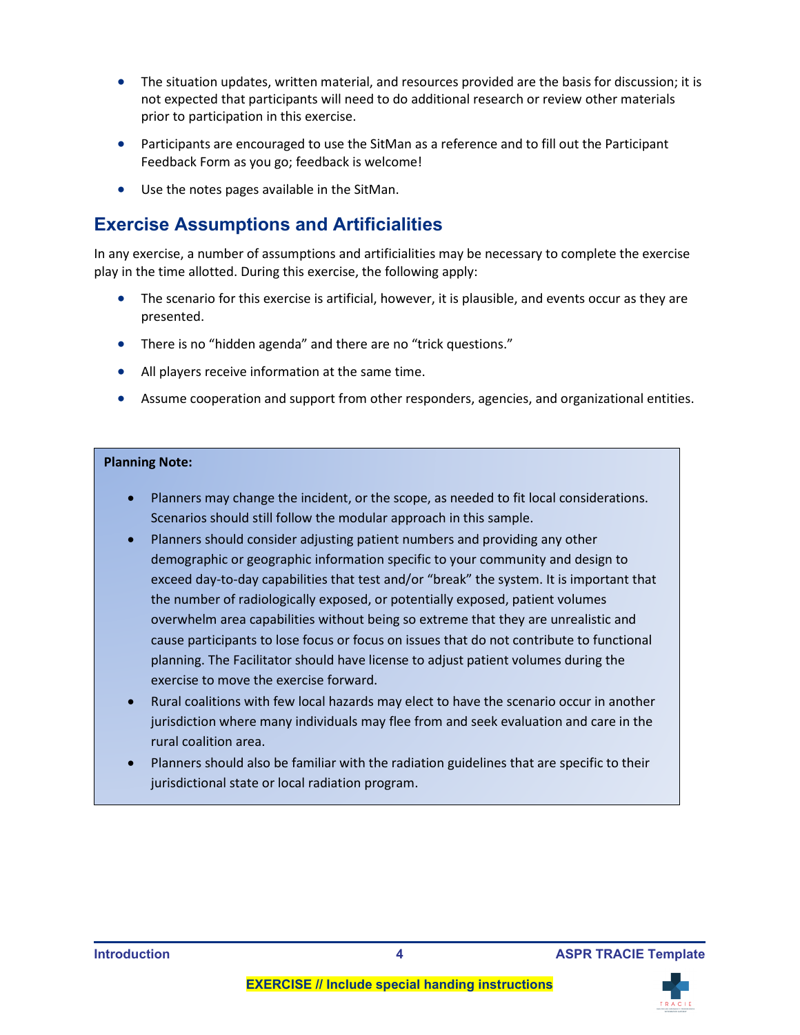- The situation updates, written material, and resources provided are the basis for discussion; it is not expected that participants will need to do additional research or review other materials prior to participation in this exercise.
- Participants are encouraged to use the SitMan as a reference and to fill out the Participant Feedback Form as you go; feedback is welcome!
- Use the notes pages available in the SitMan.

## Exercise Assumptions and Artificialities

In any exercise, a number of assumptions and artificialities may be necessary to complete the exercise play in the time allotted. During this exercise, the following apply:

- The scenario for this exercise is artificial, however, it is plausible, and events occur as they are presented.
- There is no "hidden agenda" and there are no "trick questions."
- All players receive information at the same time.
- Assume cooperation and support from other responders, agencies, and organizational entities.

**Planning Note:**

- Planners may change the incident, or the scope, as needed to fit local considerations. Scenarios should still follow the modular approach in this sample.
- Planners should consider adjusting patient numbers and providing any other demographic or geographic information specific to your community and design to exceed day-to-day capabilities that test and/or "break" the system. It is important that the number of radiologically exposed, or potentially exposed, patient volumes overwhelm area capabilities without being so extreme that they are unrealistic and cause participants to lose focus or focus on issues that do not contribute to functional planning. The Facilitator should have license to adjust patient volumes during the exercise to move the exercise forward.
- Rural coalitions with few local hazards may elect to have the scenario occur in another jurisdiction where many individuals may flee from and seek evaluation and care in the rural coalition area.
- Planners should also be familiar with the radiation guidelines that are specific to their jurisdictional state or local radiation program.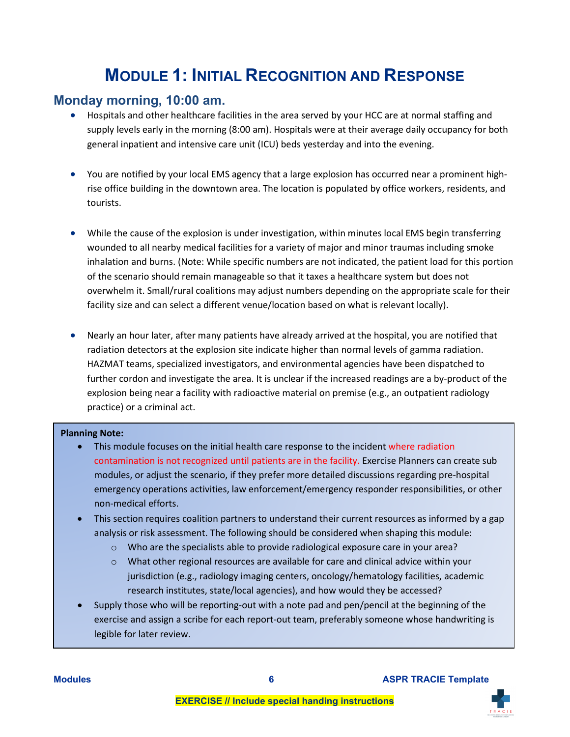# Module 1: Initial Recognition and Response

## Monday morning, 10:00 am.

- Hospitals and other healthcare facilities in the area served by your HCC are at normal staffing and supply levels early in the morning (8:00 am). Hospitals were at their average daily occupancy for both general inpatient and intensive care unit (ICU) beds yesterday and into the evening.

- You are notified by your local EMS agency that a large explosion has occurred near a prominent high-rise office building in the downtown area. The location is populated by office workers, residents, and tourists.

- While the cause of the explosion is under investigation, within minutes local EMS begin transferring wounded to all nearby medical facilities for a variety of major and minor traumas including smoke inhalation and burns. (Note: While specific numbers are not indicated, the patient load for this portion of the scenario should remain manageable so that it taxes a healthcare system but does not overwhelm it. Small/rural coalitions may adjust numbers depending on the appropriate scale for their facility size and can select a different venue/location based on what is relevant locally).

- Nearly an hour later, after many patients have already arrived at the hospital, you are notified that radiation detectors at the explosion site indicate higher than normal levels of gamma radiation. HAZMAT teams, specialized investigators, and environmental agencies have been dispatched to further cordon and investigate the area. It is unclear if the increased readings are a by-product of the explosion being near a facility with radioactive material on premise (e.g., an outpatient radiology practice) or a criminal act.

**Planning Note:**

- This module focuses on the initial health care response to the incident where radiation contamination is not recognized until patients are in the facility. Exercise Planners can create sub modules, or adjust the scenario, if they prefer more detailed discussions regarding pre-hospital emergency operations activities, law enforcement/emergency responder responsibilities, or other non-medical efforts.
- This section requires coalition partners to understand their current resources as informed by a gap analysis or risk assessment. The following should be considered when shaping this module:
  - Who are the specialists able to provide radiological exposure care in your area?
  - What other regional resources are available for care and clinical advice within your jurisdiction (e.g., radiology imaging centers, oncology/hematology facilities, academic research institutes, state/local agencies), and how would they be accessed?
- Supply those who will be reporting-out with a note pad and pen/pencil at the beginning of the exercise and assign a scribe for each report-out team, preferably someone whose handwriting is legible for later review.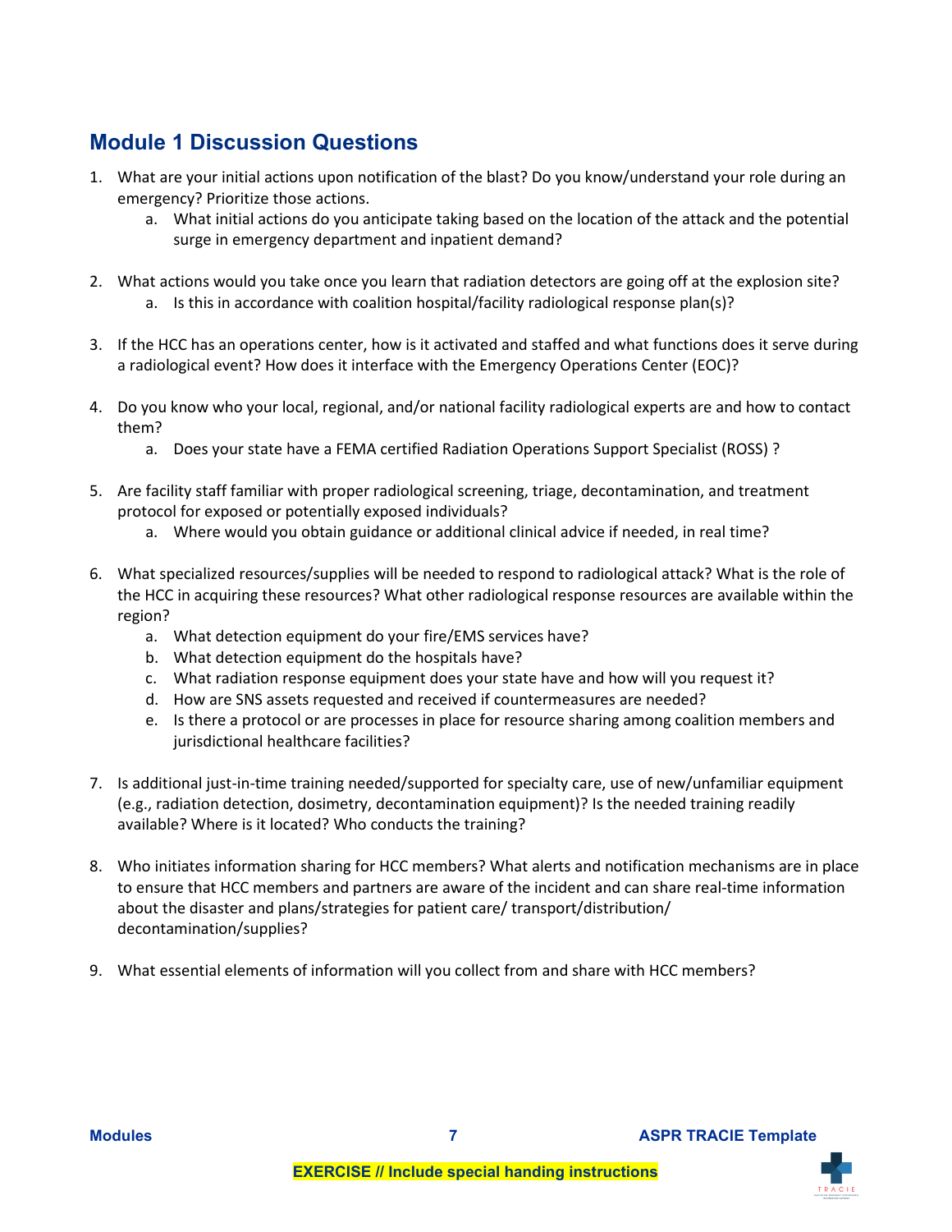## Module 1 Discussion Questions

1. What are your initial actions upon notification of the blast? Do you know/understand your role during an emergency? Prioritize those actions.
    a. What initial actions do you anticipate taking based on the location of the attack and the potential surge in emergency department and inpatient demand?

2. What actions would you take once you learn that radiation detectors are going off at the explosion site?
    a. Is this in accordance with coalition hospital/facility radiological response plan(s)?

3. If the HCC has an operations center, how is it activated and staffed and what functions does it serve during a radiological event? How does it interface with the Emergency Operations Center (EOC)?

4. Do you know who your local, regional, and/or national facility radiological experts are and how to contact them?
    a. Does your state have a FEMA certified Radiation Operations Support Specialist (ROSS) ?

5. Are facility staff familiar with proper radiological screening, triage, decontamination, and treatment protocol for exposed or potentially exposed individuals?
    a. Where would you obtain guidance or additional clinical advice if needed, in real time?

6. What specialized resources/supplies will be needed to respond to radiological attack? What is the role of the HCC in acquiring these resources? What other radiological response resources are available within the region?
    a. What detection equipment do your fire/EMS services have?
    b. What detection equipment do the hospitals have?
    c. What radiation response equipment does your state have and how will you request it?
    d. How are SNS assets requested and received if countermeasures are needed?
    e. Is there a protocol or are processes in place for resource sharing among coalition members and jurisdictional healthcare facilities?

7. Is additional just-in-time training needed/supported for specialty care, use of new/unfamiliar equipment (e.g., radiation detection, dosimetry, decontamination equipment)? Is the needed training readily available? Where is it located? Who conducts the training?

8. Who initiates information sharing for HCC members? What alerts and notification mechanisms are in place to ensure that HCC members and partners are aware of the incident and can share real-time information about the disaster and plans/strategies for patient care/ transport/distribution/ decontamination/supplies?

9. What essential elements of information will you collect from and share with HCC members?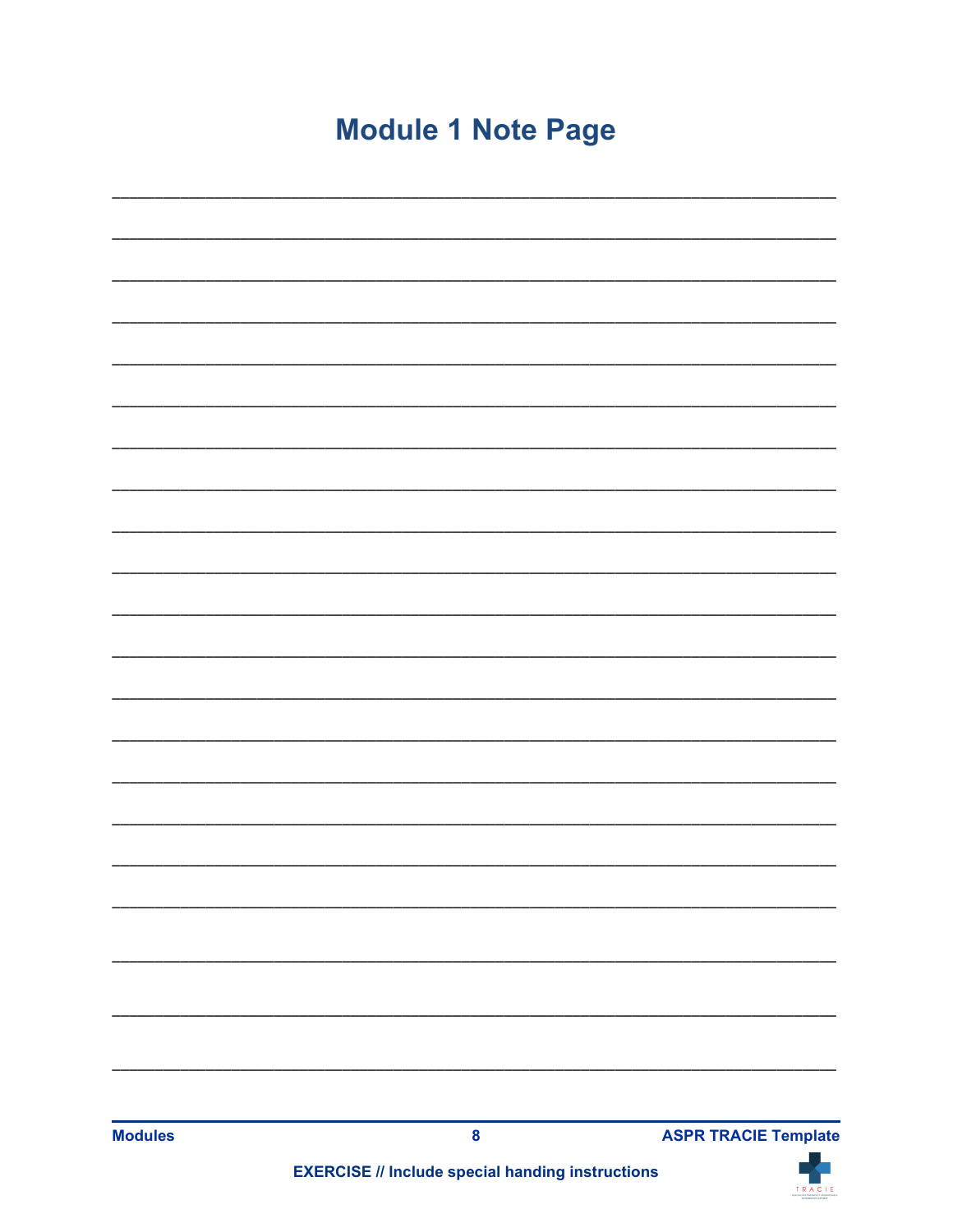# Module 1 Note Page

_______________________________________________________________________________

_______________________________________________________________________________

_______________________________________________________________________________

_______________________________________________________________________________

_______________________________________________________________________________

_______________________________________________________________________________

_______________________________________________________________________________

_______________________________________________________________________________

_______________________________________________________________________________

_______________________________________________________________________________

_______________________________________________________________________________

_______________________________________________________________________________

_______________________________________________________________________________

_______________________________________________________________________________

_______________________________________________________________________________

_______________________________________________________________________________

_______________________________________________________________________________

_______________________________________________________________________________

_______________________________________________________________________________

_______________________________________________________________________________

_______________________________________________________________________________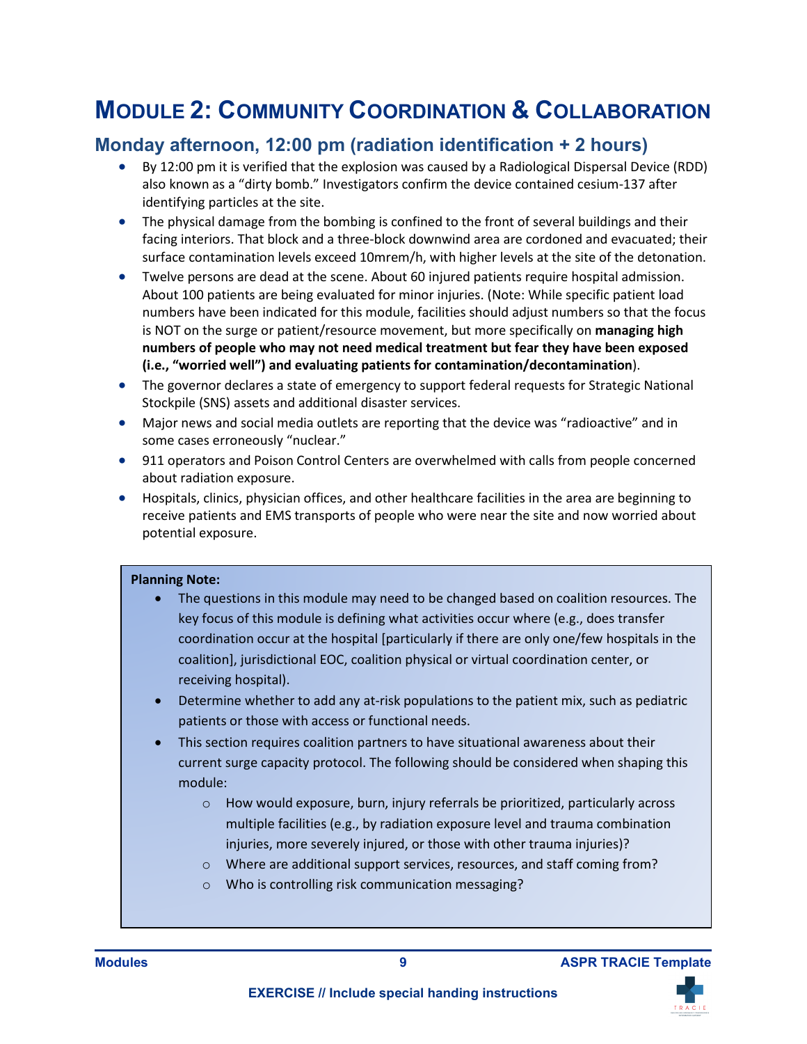# Module 2: Community Coordination & Collaboration

## Monday afternoon, 12:00 pm (radiation identification + 2 hours)

- By 12:00 pm it is verified that the explosion was caused by a Radiological Dispersal Device (RDD) also known as a "dirty bomb." Investigators confirm the device contained cesium-137 after identifying particles at the site.
- The physical damage from the bombing is confined to the front of several buildings and their facing interiors. That block and a three-block downwind area are cordoned and evacuated; their surface contamination levels exceed 10mrem/h, with higher levels at the site of the detonation.
- Twelve persons are dead at the scene. About 60 injured patients require hospital admission. About 100 patients are being evaluated for minor injuries. (Note: While specific patient load numbers have been indicated for this module, facilities should adjust numbers so that the focus is NOT on the surge or patient/resource movement, but more specifically on **managing high numbers of people who may not need medical treatment but fear they have been exposed (i.e., "worried well") and evaluating patients for contamination/decontamination**).
- The governor declares a state of emergency to support federal requests for Strategic National Stockpile (SNS) assets and additional disaster services.
- Major news and social media outlets are reporting that the device was "radioactive" and in some cases erroneously "nuclear."
- 911 operators and Poison Control Centers are overwhelmed with calls from people concerned about radiation exposure.
- Hospitals, clinics, physician offices, and other healthcare facilities in the area are beginning to receive patients and EMS transports of people who were near the site and now worried about potential exposure.

**Planning Note:**

- The questions in this module may need to be changed based on coalition resources. The key focus of this module is defining what activities occur where (e.g., does transfer coordination occur at the hospital [particularly if there are only one/few hospitals in the coalition], jurisdictional EOC, coalition physical or virtual coordination center, or receiving hospital).
- Determine whether to add any at-risk populations to the patient mix, such as pediatric patients or those with access or functional needs.
- This section requires coalition partners to have situational awareness about their current surge capacity protocol. The following should be considered when shaping this module:
  - How would exposure, burn, injury referrals be prioritized, particularly across multiple facilities (e.g., by radiation exposure level and trauma combination injuries, more severely injured, or those with other trauma injuries)?
  - Where are additional support services, resources, and staff coming from?
  - Who is controlling risk communication messaging?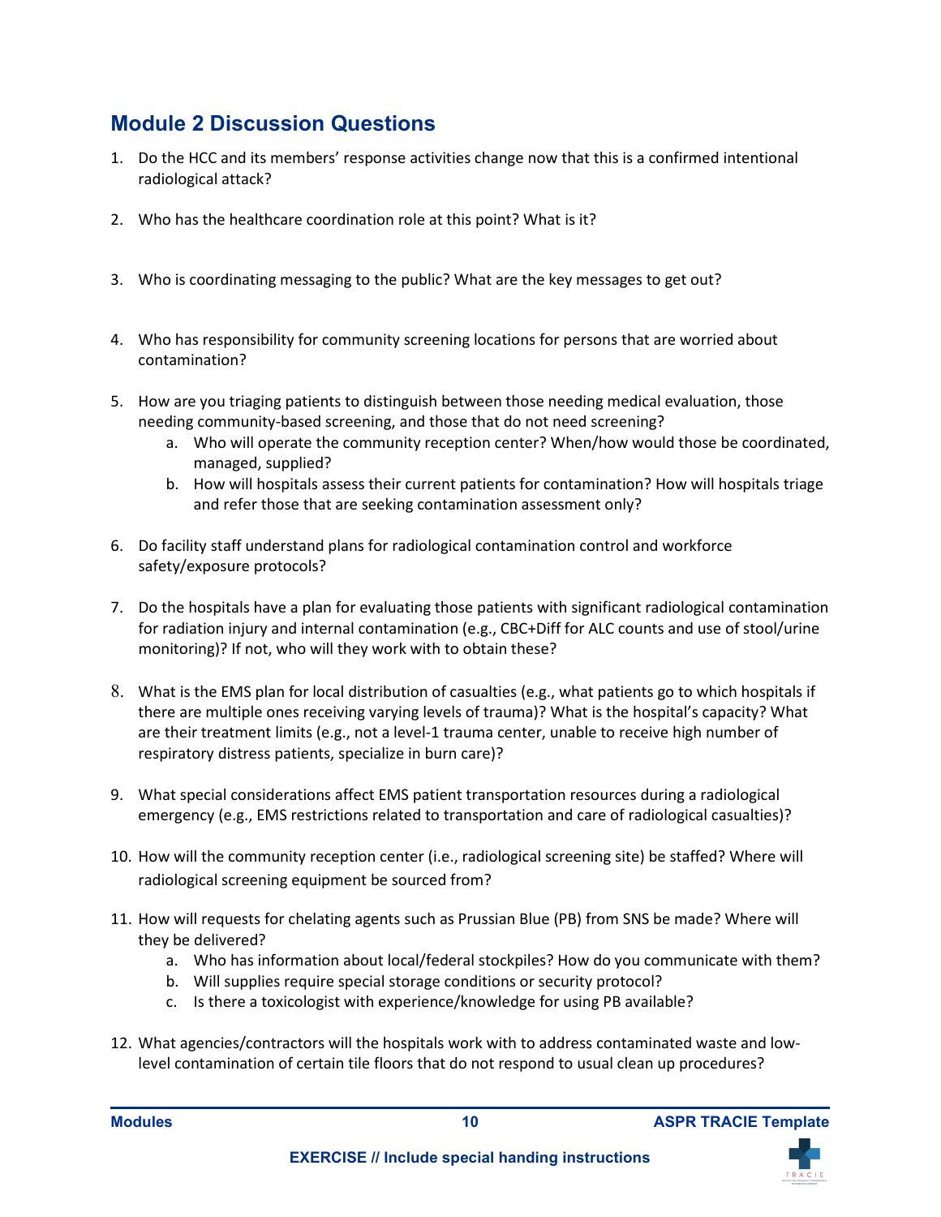## Module 2 Discussion Questions

1. Do the HCC and its members' response activities change now that this is a confirmed intentional radiological attack?
2. Who has the healthcare coordination role at this point? What is it?
3. Who is coordinating messaging to the public? What are the key messages to get out?
4. Who has responsibility for community screening locations for persons that are worried about contamination?
5. How are you triaging patients to distinguish between those needing medical evaluation, those needing community-based screening, and those that do not need screening?
    a. Who will operate the community reception center? When/how would those be coordinated, managed, supplied?
    b. How will hospitals assess their current patients for contamination? How will hospitals triage and refer those that are seeking contamination assessment only?
6. Do facility staff understand plans for radiological contamination control and workforce safety/exposure protocols?
7. Do the hospitals have a plan for evaluating those patients with significant radiological contamination for radiation injury and internal contamination (e.g., CBC+Diff for ALC counts and use of stool/urine monitoring)? If not, who will they work with to obtain these?
8. What is the EMS plan for local distribution of casualties (e.g., what patients go to which hospitals if there are multiple ones receiving varying levels of trauma)? What is the hospital's capacity? What are their treatment limits (e.g., not a level-1 trauma center, unable to receive high number of respiratory distress patients, specialize in burn care)?
9. What special considerations affect EMS patient transportation resources during a radiological emergency (e.g., EMS restrictions related to transportation and care of radiological casualties)?
10. How will the community reception center (i.e., radiological screening site) be staffed? Where will radiological screening equipment be sourced from?
11. How will requests for chelating agents such as Prussian Blue (PB) from SNS be made? Where will they be delivered?
    a. Who has information about local/federal stockpiles? How do you communicate with them?
    b. Will supplies require special storage conditions or security protocol?
    c. Is there a toxicologist with experience/knowledge for using PB available?
12. What agencies/contractors will the hospitals work with to address contaminated waste and low-level contamination of certain tile floors that do not respond to usual clean up procedures?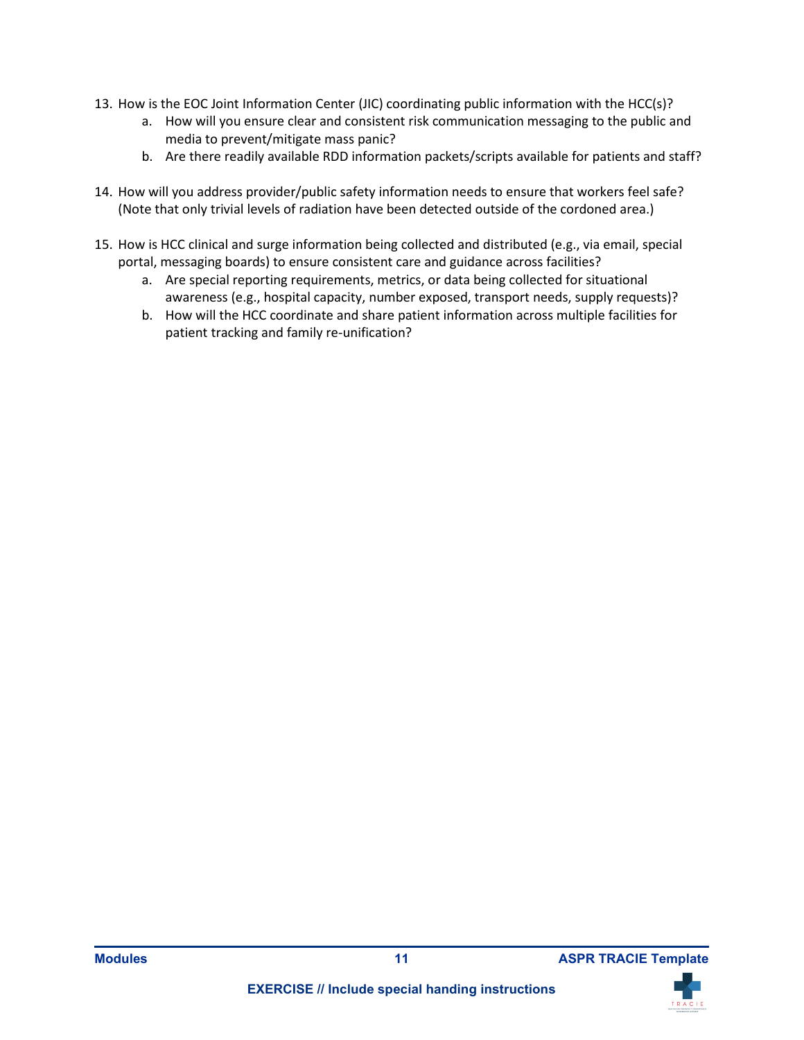13. How is the EOC Joint Information Center (JIC) coordinating public information with the HCC(s)?
    a. How will you ensure clear and consistent risk communication messaging to the public and media to prevent/mitigate mass panic?
    b. Are there readily available RDD information packets/scripts available for patients and staff?

14. How will you address provider/public safety information needs to ensure that workers feel safe? (Note that only trivial levels of radiation have been detected outside of the cordoned area.)

15. How is HCC clinical and surge information being collected and distributed (e.g., via email, special portal, messaging boards) to ensure consistent care and guidance across facilities?
    a. Are special reporting requirements, metrics, or data being collected for situational awareness (e.g., hospital capacity, number exposed, transport needs, supply requests)?
    b. How will the HCC coordinate and share patient information across multiple facilities for patient tracking and family re-unification?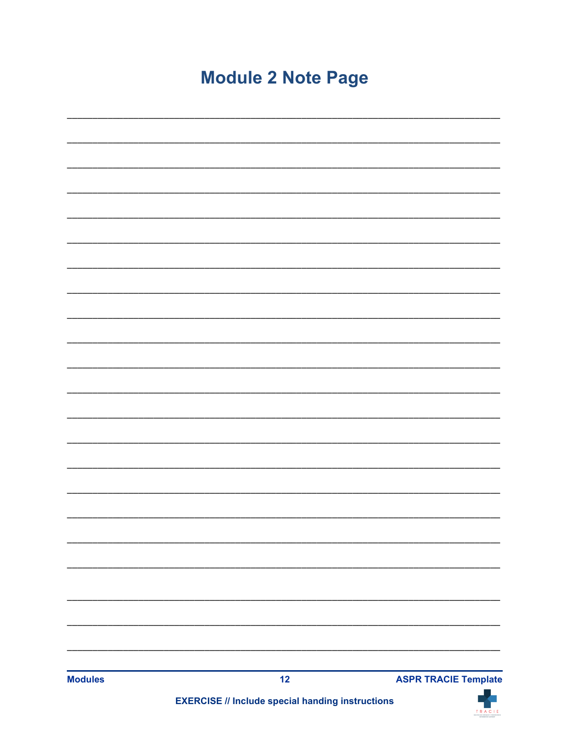# Module 2 Note Page

________________________________________________________________________________

________________________________________________________________________________

________________________________________________________________________________

________________________________________________________________________________

________________________________________________________________________________

________________________________________________________________________________

________________________________________________________________________________

________________________________________________________________________________

________________________________________________________________________________

________________________________________________________________________________

________________________________________________________________________________

________________________________________________________________________________

________________________________________________________________________________

________________________________________________________________________________

________________________________________________________________________________

________________________________________________________________________________

________________________________________________________________________________

________________________________________________________________________________

________________________________________________________________________________

________________________________________________________________________________

________________________________________________________________________________

________________________________________________________________________________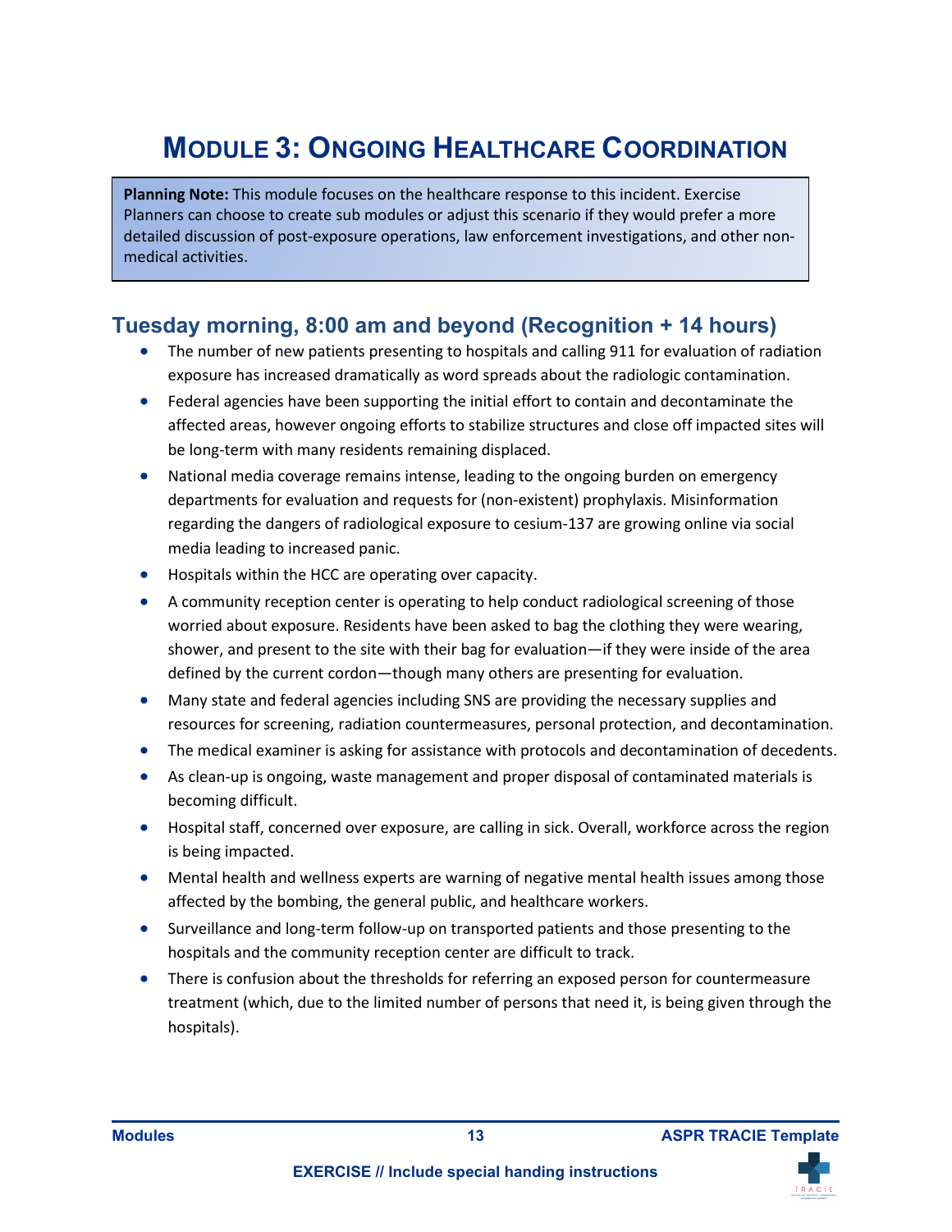# Module 3: Ongoing Healthcare Coordination

> **Planning Note:** This module focuses on the healthcare response to this incident. Exercise Planners can choose to create sub modules or adjust this scenario if they would prefer a more detailed discussion of post-exposure operations, law enforcement investigations, and other non-medical activities.

## Tuesday morning, 8:00 am and beyond (Recognition + 14 hours)

- The number of new patients presenting to hospitals and calling 911 for evaluation of radiation exposure has increased dramatically as word spreads about the radiologic contamination.
- Federal agencies have been supporting the initial effort to contain and decontaminate the affected areas, however ongoing efforts to stabilize structures and close off impacted sites will be long-term with many residents remaining displaced.
- National media coverage remains intense, leading to the ongoing burden on emergency departments for evaluation and requests for (non-existent) prophylaxis. Misinformation regarding the dangers of radiological exposure to cesium-137 are growing online via social media leading to increased panic.
- Hospitals within the HCC are operating over capacity.
- A community reception center is operating to help conduct radiological screening of those worried about exposure. Residents have been asked to bag the clothing they were wearing, shower, and present to the site with their bag for evaluation—if they were inside of the area defined by the current cordon—though many others are presenting for evaluation.
- Many state and federal agencies including SNS are providing the necessary supplies and resources for screening, radiation countermeasures, personal protection, and decontamination.
- The medical examiner is asking for assistance with protocols and decontamination of decedents.
- As clean-up is ongoing, waste management and proper disposal of contaminated materials is becoming difficult.
- Hospital staff, concerned over exposure, are calling in sick. Overall, workforce across the region is being impacted.
- Mental health and wellness experts are warning of negative mental health issues among those affected by the bombing, the general public, and healthcare workers.
- Surveillance and long-term follow-up on transported patients and those presenting to the hospitals and the community reception center are difficult to track.
- There is confusion about the thresholds for referring an exposed person for countermeasure treatment (which, due to the limited number of persons that need it, is being given through the hospitals).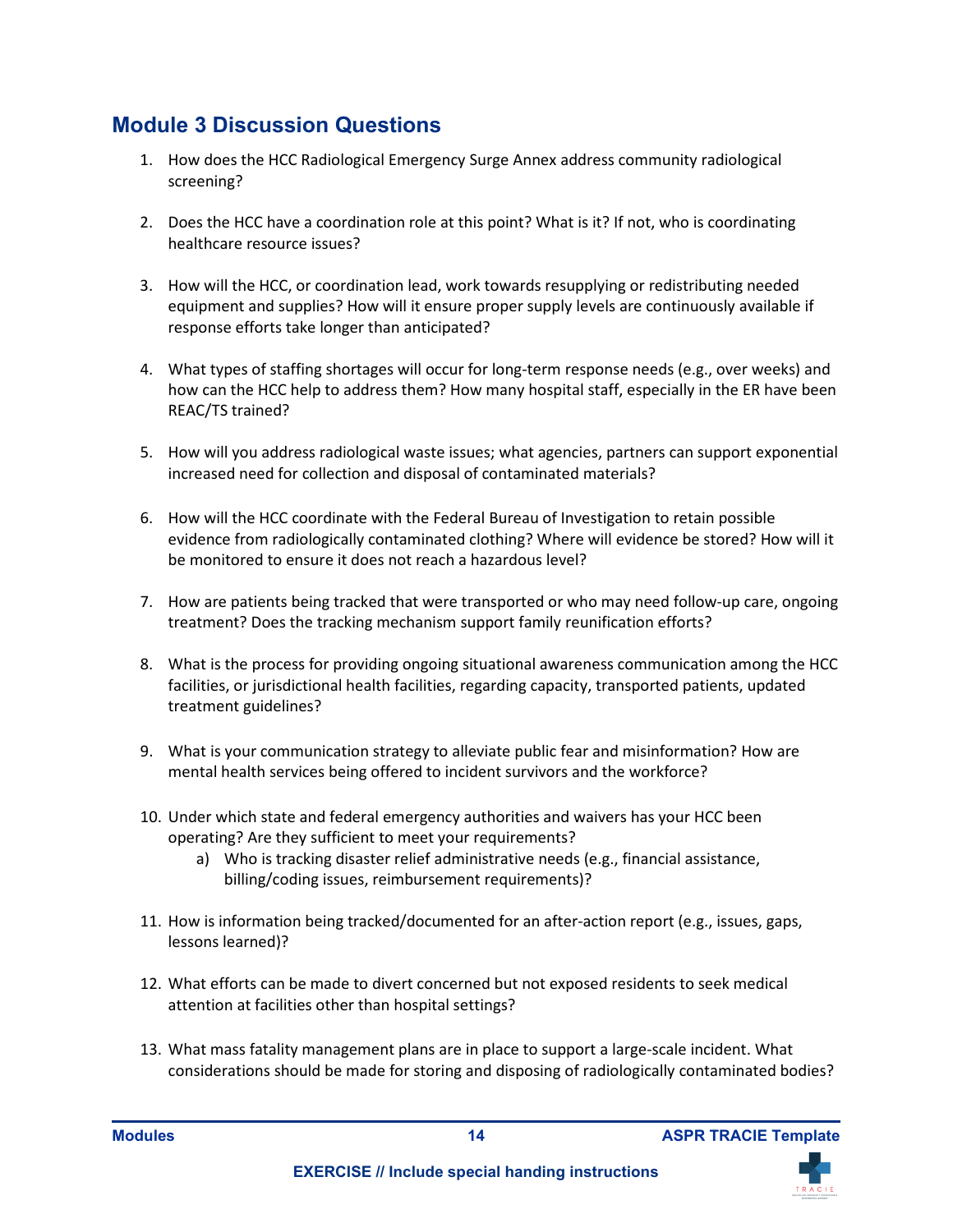## Module 3 Discussion Questions

1. How does the HCC Radiological Emergency Surge Annex address community radiological screening?
2. Does the HCC have a coordination role at this point? What is it? If not, who is coordinating healthcare resource issues?
3. How will the HCC, or coordination lead, work towards resupplying or redistributing needed equipment and supplies? How will it ensure proper supply levels are continuously available if response efforts take longer than anticipated?
4. What types of staffing shortages will occur for long-term response needs (e.g., over weeks) and how can the HCC help to address them? How many hospital staff, especially in the ER have been REAC/TS trained?
5. How will you address radiological waste issues; what agencies, partners can support exponential increased need for collection and disposal of contaminated materials?
6. How will the HCC coordinate with the Federal Bureau of Investigation to retain possible evidence from radiologically contaminated clothing? Where will evidence be stored? How will it be monitored to ensure it does not reach a hazardous level?
7. How are patients being tracked that were transported or who may need follow-up care, ongoing treatment? Does the tracking mechanism support family reunification efforts?
8. What is the process for providing ongoing situational awareness communication among the HCC facilities, or jurisdictional health facilities, regarding capacity, transported patients, updated treatment guidelines?
9. What is your communication strategy to alleviate public fear and misinformation? How are mental health services being offered to incident survivors and the workforce?
10. Under which state and federal emergency authorities and waivers has your HCC been operating? Are they sufficient to meet your requirements?
    a) Who is tracking disaster relief administrative needs (e.g., financial assistance, billing/coding issues, reimbursement requirements)?
11. How is information being tracked/documented for an after-action report (e.g., issues, gaps, lessons learned)?
12. What efforts can be made to divert concerned but not exposed residents to seek medical attention at facilities other than hospital settings?
13. What mass fatality management plans are in place to support a large-scale incident. What considerations should be made for storing and disposing of radiologically contaminated bodies?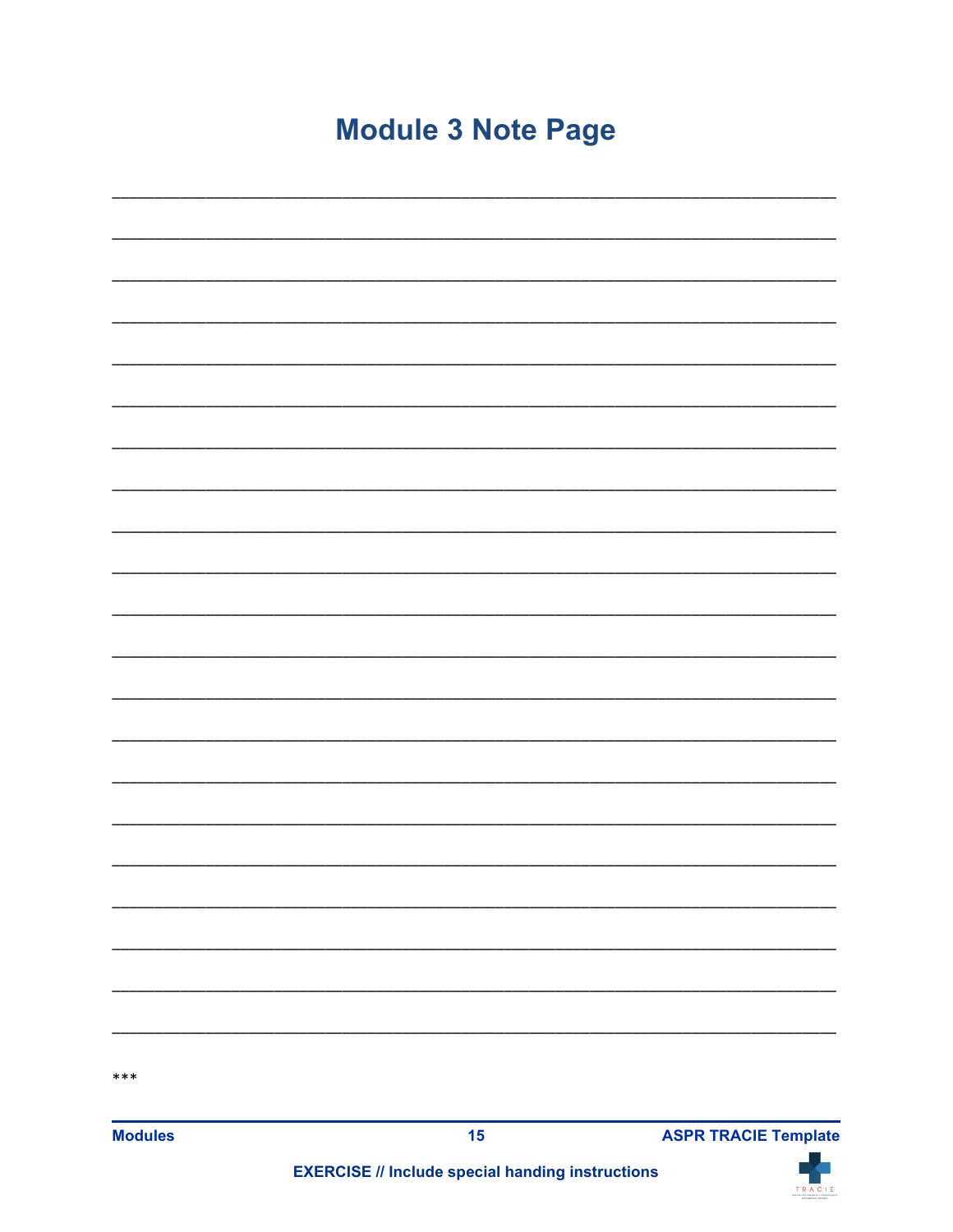# Module 3 Note Page

\_\_\_\_\_\_\_\_\_\_\_\_\_\_\_\_\_\_\_\_\_\_\_\_\_\_\_\_\_\_\_\_\_\_\_\_\_\_\_\_\_\_\_\_\_\_\_\_\_\_\_\_\_\_\_\_\_\_\_\_\_\_\_\_\_\_\_\_\_\_\_\_\_\_\_\_\_\_

\_\_\_\_\_\_\_\_\_\_\_\_\_\_\_\_\_\_\_\_\_\_\_\_\_\_\_\_\_\_\_\_\_\_\_\_\_\_\_\_\_\_\_\_\_\_\_\_\_\_\_\_\_\_\_\_\_\_\_\_\_\_\_\_\_\_\_\_\_\_\_\_\_\_\_\_\_\_

\_\_\_\_\_\_\_\_\_\_\_\_\_\_\_\_\_\_\_\_\_\_\_\_\_\_\_\_\_\_\_\_\_\_\_\_\_\_\_\_\_\_\_\_\_\_\_\_\_\_\_\_\_\_\_\_\_\_\_\_\_\_\_\_\_\_\_\_\_\_\_\_\_\_\_\_\_\_

\_\_\_\_\_\_\_\_\_\_\_\_\_\_\_\_\_\_\_\_\_\_\_\_\_\_\_\_\_\_\_\_\_\_\_\_\_\_\_\_\_\_\_\_\_\_\_\_\_\_\_\_\_\_\_\_\_\_\_\_\_\_\_\_\_\_\_\_\_\_\_\_\_\_\_\_\_\_

\_\_\_\_\_\_\_\_\_\_\_\_\_\_\_\_\_\_\_\_\_\_\_\_\_\_\_\_\_\_\_\_\_\_\_\_\_\_\_\_\_\_\_\_\_\_\_\_\_\_\_\_\_\_\_\_\_\_\_\_\_\_\_\_\_\_\_\_\_\_\_\_\_\_\_\_\_\_

\_\_\_\_\_\_\_\_\_\_\_\_\_\_\_\_\_\_\_\_\_\_\_\_\_\_\_\_\_\_\_\_\_\_\_\_\_\_\_\_\_\_\_\_\_\_\_\_\_\_\_\_\_\_\_\_\_\_\_\_\_\_\_\_\_\_\_\_\_\_\_\_\_\_\_\_\_\_

\_\_\_\_\_\_\_\_\_\_\_\_\_\_\_\_\_\_\_\_\_\_\_\_\_\_\_\_\_\_\_\_\_\_\_\_\_\_\_\_\_\_\_\_\_\_\_\_\_\_\_\_\_\_\_\_\_\_\_\_\_\_\_\_\_\_\_\_\_\_\_\_\_\_\_\_\_\_

\_\_\_\_\_\_\_\_\_\_\_\_\_\_\_\_\_\_\_\_\_\_\_\_\_\_\_\_\_\_\_\_\_\_\_\_\_\_\_\_\_\_\_\_\_\_\_\_\_\_\_\_\_\_\_\_\_\_\_\_\_\_\_\_\_\_\_\_\_\_\_\_\_\_\_\_\_\_

\_\_\_\_\_\_\_\_\_\_\_\_\_\_\_\_\_\_\_\_\_\_\_\_\_\_\_\_\_\_\_\_\_\_\_\_\_\_\_\_\_\_\_\_\_\_\_\_\_\_\_\_\_\_\_\_\_\_\_\_\_\_\_\_\_\_\_\_\_\_\_\_\_\_\_\_\_\_

\_\_\_\_\_\_\_\_\_\_\_\_\_\_\_\_\_\_\_\_\_\_\_\_\_\_\_\_\_\_\_\_\_\_\_\_\_\_\_\_\_\_\_\_\_\_\_\_\_\_\_\_\_\_\_\_\_\_\_\_\_\_\_\_\_\_\_\_\_\_\_\_\_\_\_\_\_\_

\_\_\_\_\_\_\_\_\_\_\_\_\_\_\_\_\_\_\_\_\_\_\_\_\_\_\_\_\_\_\_\_\_\_\_\_\_\_\_\_\_\_\_\_\_\_\_\_\_\_\_\_\_\_\_\_\_\_\_\_\_\_\_\_\_\_\_\_\_\_\_\_\_\_\_\_\_\_

\_\_\_\_\_\_\_\_\_\_\_\_\_\_\_\_\_\_\_\_\_\_\_\_\_\_\_\_\_\_\_\_\_\_\_\_\_\_\_\_\_\_\_\_\_\_\_\_\_\_\_\_\_\_\_\_\_\_\_\_\_\_\_\_\_\_\_\_\_\_\_\_\_\_\_\_\_\_

\_\_\_\_\_\_\_\_\_\_\_\_\_\_\_\_\_\_\_\_\_\_\_\_\_\_\_\_\_\_\_\_\_\_\_\_\_\_\_\_\_\_\_\_\_\_\_\_\_\_\_\_\_\_\_\_\_\_\_\_\_\_\_\_\_\_\_\_\_\_\_\_\_\_\_\_\_\_

\_\_\_\_\_\_\_\_\_\_\_\_\_\_\_\_\_\_\_\_\_\_\_\_\_\_\_\_\_\_\_\_\_\_\_\_\_\_\_\_\_\_\_\_\_\_\_\_\_\_\_\_\_\_\_\_\_\_\_\_\_\_\_\_\_\_\_\_\_\_\_\_\_\_\_\_\_\_

\_\_\_\_\_\_\_\_\_\_\_\_\_\_\_\_\_\_\_\_\_\_\_\_\_\_\_\_\_\_\_\_\_\_\_\_\_\_\_\_\_\_\_\_\_\_\_\_\_\_\_\_\_\_\_\_\_\_\_\_\_\_\_\_\_\_\_\_\_\_\_\_\_\_\_\_\_\_

\_\_\_\_\_\_\_\_\_\_\_\_\_\_\_\_\_\_\_\_\_\_\_\_\_\_\_\_\_\_\_\_\_\_\_\_\_\_\_\_\_\_\_\_\_\_\_\_\_\_\_\_\_\_\_\_\_\_\_\_\_\_\_\_\_\_\_\_\_\_\_\_\_\_\_\_\_\_

\_\_\_\_\_\_\_\_\_\_\_\_\_\_\_\_\_\_\_\_\_\_\_\_\_\_\_\_\_\_\_\_\_\_\_\_\_\_\_\_\_\_\_\_\_\_\_\_\_\_\_\_\_\_\_\_\_\_\_\_\_\_\_\_\_\_\_\_\_\_\_\_\_\_\_\_\_\_

\_\_\_\_\_\_\_\_\_\_\_\_\_\_\_\_\_\_\_\_\_\_\_\_\_\_\_\_\_\_\_\_\_\_\_\_\_\_\_\_\_\_\_\_\_\_\_\_\_\_\_\_\_\_\_\_\_\_\_\_\_\_\_\_\_\_\_\_\_\_\_\_\_\_\_\_\_\_

\_\_\_\_\_\_\_\_\_\_\_\_\_\_\_\_\_\_\_\_\_\_\_\_\_\_\_\_\_\_\_\_\_\_\_\_\_\_\_\_\_\_\_\_\_\_\_\_\_\_\_\_\_\_\_\_\_\_\_\_\_\_\_\_\_\_\_\_\_\_\_\_\_\_\_\_\_\_

\_\_\_\_\_\_\_\_\_\_\_\_\_\_\_\_\_\_\_\_\_\_\_\_\_\_\_\_\_\_\_\_\_\_\_\_\_\_\_\_\_\_\_\_\_\_\_\_\_\_\_\_\_\_\_\_\_\_\_\_\_\_\_\_\_\_\_\_\_\_\_\_\_\_\_\_\_\_

\_\_\_\_\_\_\_\_\_\_\_\_\_\_\_\_\_\_\_\_\_\_\_\_\_\_\_\_\_\_\_\_\_\_\_\_\_\_\_\_\_\_\_\_\_\_\_\_\_\_\_\_\_\_\_\_\_\_\_\_\_\_\_\_\_\_\_\_\_\_\_\_\_\_\_\_\_\_

***

EXERCISE // Include special handing instructions